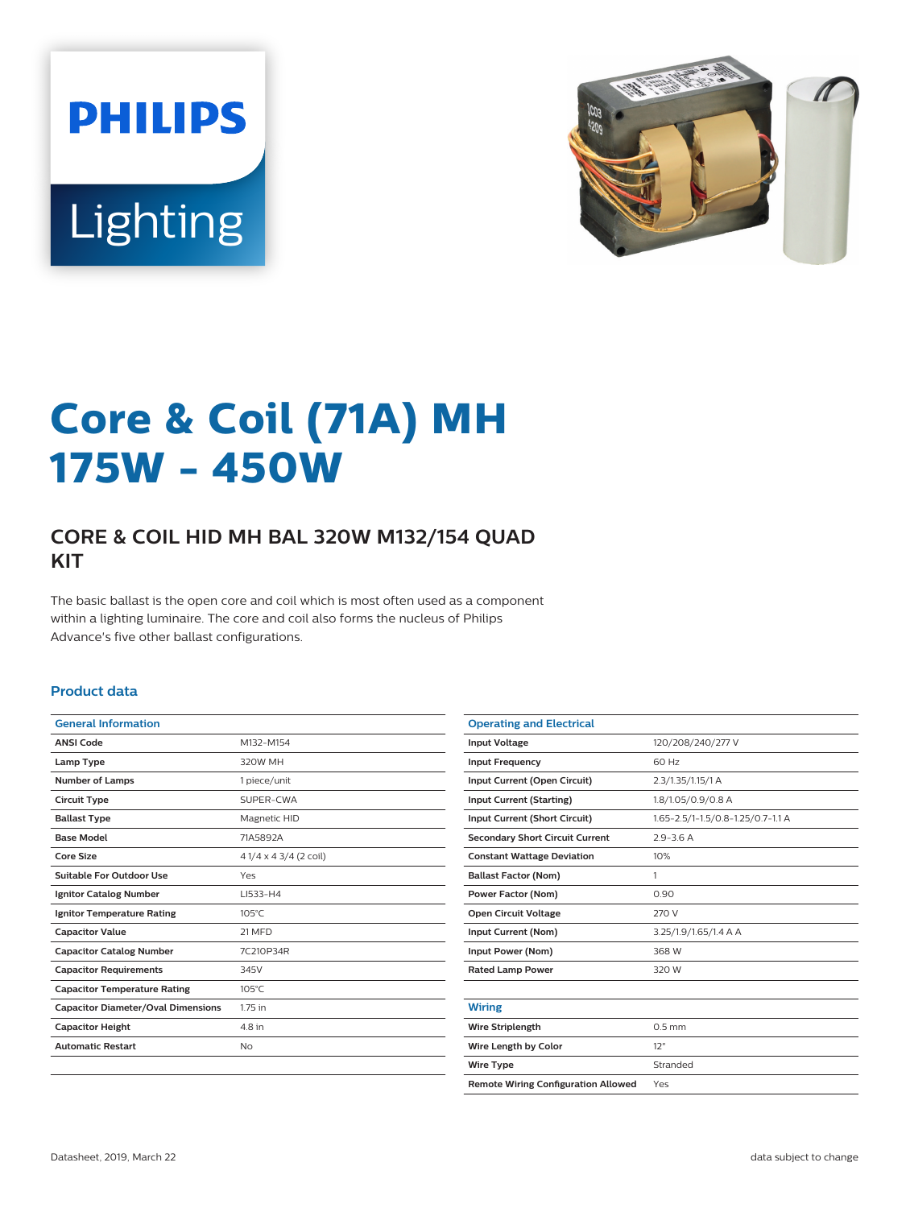# Core & Coil (71A) MH 175W - 450W

## CORE & COIL HID MH BAL 320W M132/154 QUAD KIT

The basic ballast is the open core and coil which is most often used as a component within a lighting luminaire. The core and coil also forms the nucleus of Philips Advance's five other ballast configurations.

### Product data

| General Information | |
|---|---|
| ANSI Code | M132-M154 |
| Lamp Type | 320W MH |
| Number of Lamps | 1 piece/unit |
| Circuit Type | SUPER-CWA |
| Ballast Type | Magnetic HID |
| Base Model | 71A5892A |
| Core Size | 4 1/4 x 4 3/4 (2 coil) |
| Suitable For Outdoor Use | Yes |
| Ignitor Catalog Number | LI533-H4 |
| Ignitor Temperature Rating | 105°C |
| Capacitor Value | 21 MFD |
| Capacitor Catalog Number | 7C210P34R |
| Capacitor Requirements | 345V |
| Capacitor Temperature Rating | 105°C |
| Capacitor Diameter/Oval Dimensions | 1.75 in |
| Capacitor Height | 4.8 in |
| Automatic Restart | No |

| Operating and Electrical | |
|---|---|
| Input Voltage | 120/208/240/277 V |
| Input Frequency | 60 Hz |
| Input Current (Open Circuit) | 2.3/1.35/1.15/1 A |
| Input Current (Starting) | 1.8/1.05/0.9/0.8 A |
| Input Current (Short Circuit) | 1.65-2.5/1-1.5/0.8-1.25/0.7-1.1 A |
| Secondary Short Circuit Current | 2.9-3.6 A |
| Constant Wattage Deviation | 10% |
| Ballast Factor (Nom) | 1 |
| Power Factor (Nom) | 0.90 |
| Open Circuit Voltage | 270 V |
| Input Current (Nom) | 3.25/1.9/1.65/1.4 A A |
| Input Power (Nom) | 368 W |
| Rated Lamp Power | 320 W |

| Wiring | |
|---|---|
| Wire Striplength | 0.5 mm |
| Wire Length by Color | 12" |
| Wire Type | Stranded |
| Remote Wiring Configuration Allowed | Yes |

Datasheet, 2019, March 22

data subject to change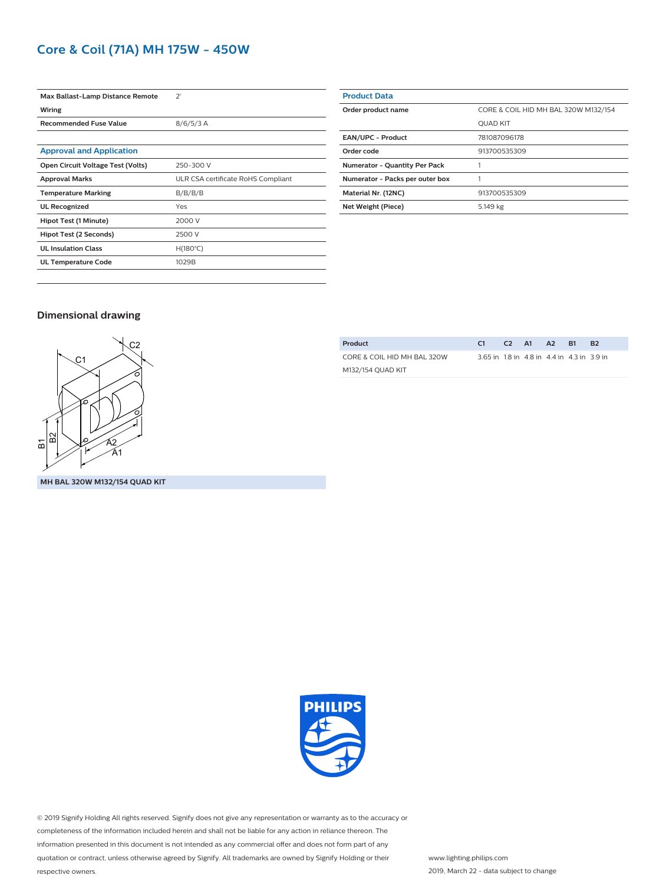## Core & Coil (71A) MH 175W - 450W

| | |
|---|---|
| Max Ballast-Lamp Distance Remote | 2' |
| Wiring | |
| Recommended Fuse Value | 8/6/5/3 A |

### Approval and Application

| | |
|---|---|
| Open Circuit Voltage Test (Volts) | 250-300 V |
| Approval Marks | ULR CSA certificate RoHS Compliant |
| Temperature Marking | B/B/B/B |
| UL Recognized | Yes |
| Hipot Test (1 Minute) | 2000 V |
| Hipot Test (2 Seconds) | 2500 V |
| UL Insulation Class | H(180°C) |
| UL Temperature Code | 1029B |

### Product Data

| | |
|---|---|
| Order product name | CORE & COIL HID MH BAL 320W M132/154 QUAD KIT |
| EAN/UPC - Product | 781087096178 |
| Order code | 913700535309 |
| Numerator - Quantity Per Pack | 1 |
| Numerator - Packs per outer box | 1 |
| Material Nr. (12NC) | 913700535309 |
| Net Weight (Piece) | 5.149 kg |

## Dimensional drawing

C2
C1
B1
B2
A2
A1

MH BAL 320W M132/154 QUAD KIT

| Product | C1 | C2 | A1 | A2 | B1 | B2 |
|---|---|---|---|---|---|---|
| CORE & COIL HID MH BAL 320W M132/154 QUAD KIT | 3.65 in | 1.8 in | 4.8 in | 4.4 in | 4.3 in | 3.9 in |

© 2019 Signify Holding All rights reserved. Signify does not give any representation or warranty as to the accuracy or completeness of the information included herein and shall not be liable for any action in reliance thereon. The information presented in this document is not intended as any commercial offer and does not form part of any quotation or contract, unless otherwise agreed by Signify. All trademarks are owned by Signify Holding or their respective owners.

www.lighting.philips.com
2019, March 22 - data subject to change